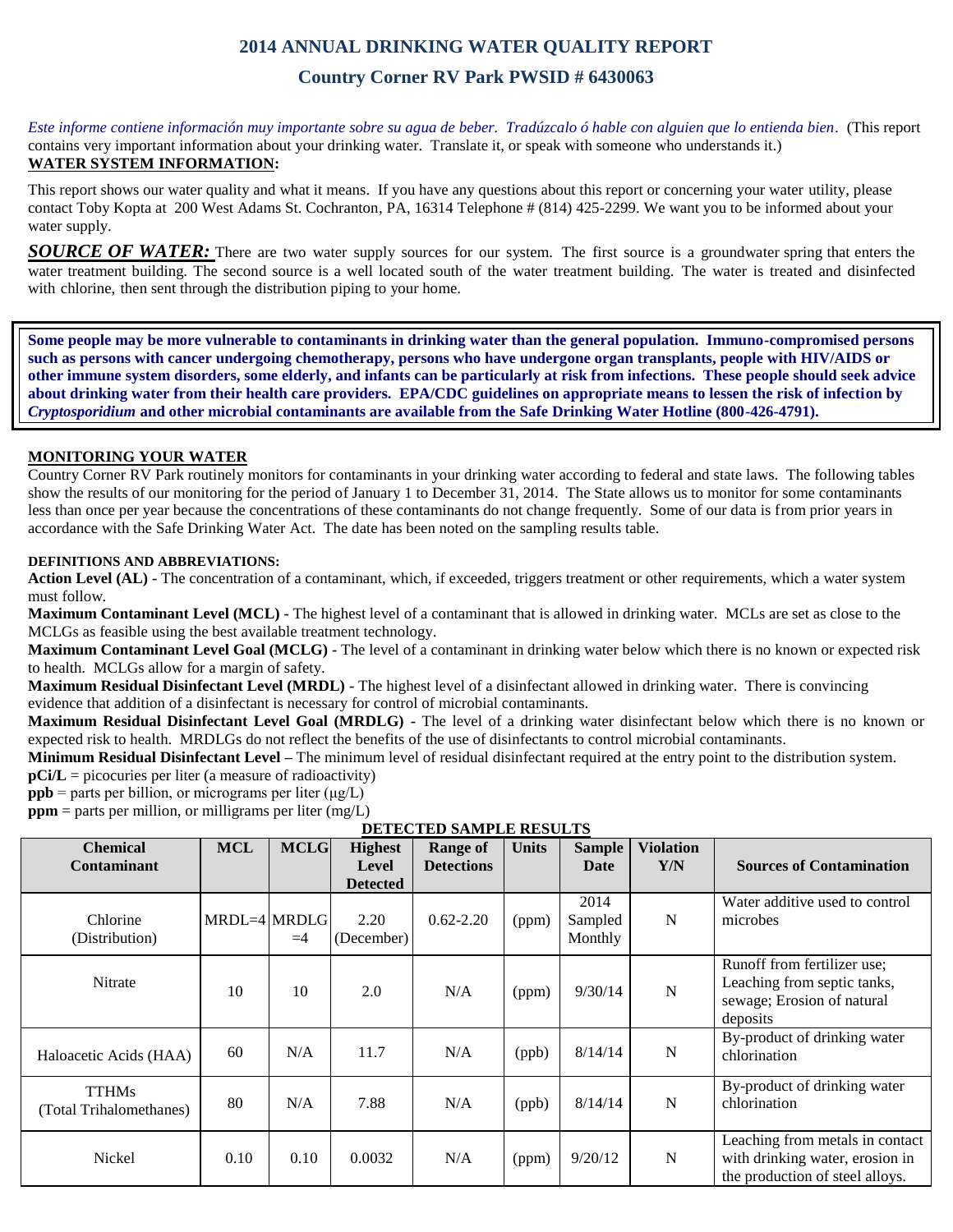# 2014 ANNUAL DRINKING WATER QUALITY REPORT

## Country Corner RV Park PWSID # 6430063

*Este informe contiene información muy importante sobre su agua de beber. Tradúzcalo ó hable con alguien que lo entienda bien*. (This report contains very important information about your drinking water. Translate it, or speak with someone who understands it.)

**WATER SYSTEM INFORMATION:**

This report shows our water quality and what it means. If you have any questions about this report or concerning your water utility, please contact Toby Kopta at 200 West Adams St. Cochranton, PA, 16314 Telephone # (814) 425-2299. We want you to be informed about your water supply.

***SOURCE OF WATER:*** There are two water supply sources for our system. The first source is a groundwater spring that enters the water treatment building. The second source is a well located south of the water treatment building. The water is treated and disinfected with chlorine, then sent through the distribution piping to your home.

**Some people may be more vulnerable to contaminants in drinking water than the general population. Immuno-compromised persons such as persons with cancer undergoing chemotherapy, persons who have undergone organ transplants, people with HIV/AIDS or other immune system disorders, some elderly, and infants can be particularly at risk from infections. These people should seek advice about drinking water from their health care providers. EPA/CDC guidelines on appropriate means to lessen the risk of infection by *Cryptosporidium* and other microbial contaminants are available from the Safe Drinking Water Hotline (800-426-4791).**

**MONITORING YOUR WATER**

Country Corner RV Park routinely monitors for contaminants in your drinking water according to federal and state laws. The following tables show the results of our monitoring for the period of January 1 to December 31, 2014. The State allows us to monitor for some contaminants less than once per year because the concentrations of these contaminants do not change frequently. Some of our data is from prior years in accordance with the Safe Drinking Water Act. The date has been noted on the sampling results table.

**DEFINITIONS AND ABBREVIATIONS:**

**Action Level (AL) -** The concentration of a contaminant, which, if exceeded, triggers treatment or other requirements, which a water system must follow.

**Maximum Contaminant Level (MCL) -** The highest level of a contaminant that is allowed in drinking water. MCLs are set as close to the MCLGs as feasible using the best available treatment technology.

**Maximum Contaminant Level Goal (MCLG) -** The level of a contaminant in drinking water below which there is no known or expected risk to health. MCLGs allow for a margin of safety.

**Maximum Residual Disinfectant Level (MRDL) -** The highest level of a disinfectant allowed in drinking water. There is convincing evidence that addition of a disinfectant is necessary for control of microbial contaminants.

**Maximum Residual Disinfectant Level Goal (MRDLG) -** The level of a drinking water disinfectant below which there is no known or expected risk to health. MRDLGs do not reflect the benefits of the use of disinfectants to control microbial contaminants.

**Minimum Residual Disinfectant Level –** The minimum level of residual disinfectant required at the entry point to the distribution system.

**pCi/L** = picocuries per liter (a measure of radioactivity)

**ppb** = parts per billion, or micrograms per liter (μg/L)

**ppm** = parts per million, or milligrams per liter (mg/L)

**DETECTED SAMPLE RESULTS**

| Chemical Contaminant | MCL | MCLG | Highest Level Detected | Range of Detections | Units | Sample Date | Violation Y/N | Sources of Contamination |
|---|---|---|---|---|---|---|---|---|
| Chlorine (Distribution) | MRDL=4 | MRDLG =4 | 2.20 (December) | 0.62-2.20 | (ppm) | 2014 Sampled Monthly | N | Water additive used to control microbes |
| Nitrate | 10 | 10 | 2.0 | N/A | (ppm) | 9/30/14 | N | Runoff from fertilizer use; Leaching from septic tanks, sewage; Erosion of natural deposits |
| Haloacetic Acids (HAA) | 60 | N/A | 11.7 | N/A | (ppb) | 8/14/14 | N | By-product of drinking water chlorination |
| TTHMs (Total Trihalomethanes) | 80 | N/A | 7.88 | N/A | (ppb) | 8/14/14 | N | By-product of drinking water chlorination |
| Nickel | 0.10 | 0.10 | 0.0032 | N/A | (ppm) | 9/20/12 | N | Leaching from metals in contact with drinking water, erosion in the production of steel alloys. |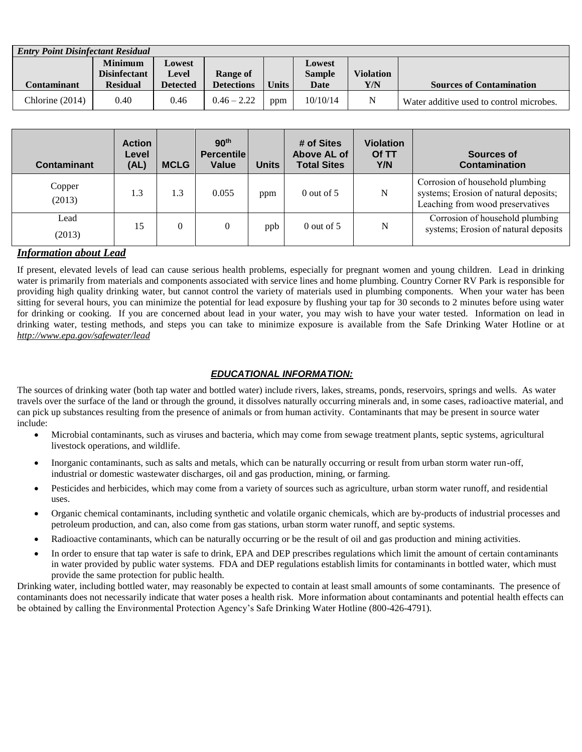| *Entry Point Disinfectant Residual* | | | | | | | |
|---|---|---|---|---|---|---|---|
| **Contaminant** | **Minimum Disinfectant Residual** | **Lowest Level Detected** | **Range of Detections** | **Units** | **Lowest Sample Date** | **Violation Y/N** | **Sources of Contamination** |
| Chlorine (2014) | 0.40 | 0.46 | 0.46 – 2.22 | ppm | 10/10/14 | N | Water additive used to control microbes. |

| Contaminant | Action Level (AL) | MCLG | 90[th] Percentile Value | Units | # of Sites Above AL of Total Sites | Violation Of TT Y/N | Sources of Contamination |
|---|---|---|---|---|---|---|---|
| Copper (2013) | 1.3 | 1.3 | 0.055 | ppm | 0 out of 5 | N | Corrosion of household plumbing systems; Erosion of natural deposits; Leaching from wood preservatives |
| Lead (2013) | 15 | 0 | 0 | ppb | 0 out of 5 | N | Corrosion of household plumbing systems; Erosion of natural deposits |

## ***Information about Lead***

If present, elevated levels of lead can cause serious health problems, especially for pregnant women and young children. Lead in drinking water is primarily from materials and components associated with service lines and home plumbing. Country Corner RV Park is responsible for providing high quality drinking water, but cannot control the variety of materials used in plumbing components. When your water has been sitting for several hours, you can minimize the potential for lead exposure by flushing your tap for 30 seconds to 2 minutes before using water for drinking or cooking. If you are concerned about lead in your water, you may wish to have your water tested. Information on lead in drinking water, testing methods, and steps you can take to minimize exposure is available from the Safe Drinking Water Hotline or at *http://www.epa.gov/safewater/lead*

## ***EDUCATIONAL INFORMATION:***

The sources of drinking water (both tap water and bottled water) include rivers, lakes, streams, ponds, reservoirs, springs and wells. As water travels over the surface of the land or through the ground, it dissolves naturally occurring minerals and, in some cases, radioactive material, and can pick up substances resulting from the presence of animals or from human activity. Contaminants that may be present in source water include:

- Microbial contaminants, such as viruses and bacteria, which may come from sewage treatment plants, septic systems, agricultural livestock operations, and wildlife.
- Inorganic contaminants, such as salts and metals, which can be naturally occurring or result from urban storm water run-off, industrial or domestic wastewater discharges, oil and gas production, mining, or farming.
- Pesticides and herbicides, which may come from a variety of sources such as agriculture, urban storm water runoff, and residential uses.
- Organic chemical contaminants, including synthetic and volatile organic chemicals, which are by-products of industrial processes and petroleum production, and can, also come from gas stations, urban storm water runoff, and septic systems.
- Radioactive contaminants, which can be naturally occurring or be the result of oil and gas production and mining activities.
- In order to ensure that tap water is safe to drink, EPA and DEP prescribes regulations which limit the amount of certain contaminants in water provided by public water systems. FDA and DEP regulations establish limits for contaminants in bottled water, which must provide the same protection for public health.

Drinking water, including bottled water, may reasonably be expected to contain at least small amounts of some contaminants. The presence of contaminants does not necessarily indicate that water poses a health risk. More information about contaminants and potential health effects can be obtained by calling the Environmental Protection Agency's Safe Drinking Water Hotline (800-426-4791).